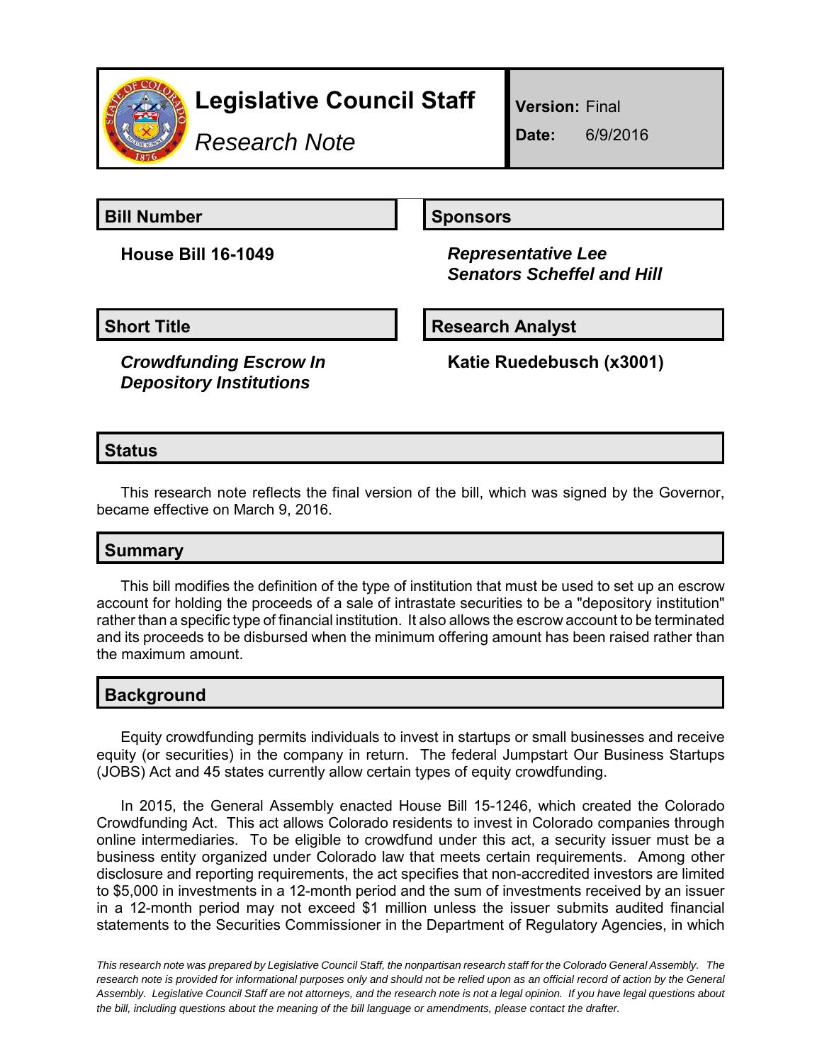# Legislative Council Staff

*Research Note*

**Version:** Final

**Date:** 6/9/2016

## Bill Number

**House Bill 16-1049**

## Sponsors

***Representative Lee***
***Senators Scheffel and Hill***

## Short Title

***Crowdfunding Escrow In Depository Institutions***

## Research Analyst

**Katie Ruedebusch (x3001)**

## Status

This research note reflects the final version of the bill, which was signed by the Governor, became effective on March 9, 2016.

## Summary

This bill modifies the definition of the type of institution that must be used to set up an escrow account for holding the proceeds of a sale of intrastate securities to be a "depository institution" rather than a specific type of financial institution. It also allows the escrow account to be terminated and its proceeds to be disbursed when the minimum offering amount has been raised rather than the maximum amount.

## Background

Equity crowdfunding permits individuals to invest in startups or small businesses and receive equity (or securities) in the company in return. The federal Jumpstart Our Business Startups (JOBS) Act and 45 states currently allow certain types of equity crowdfunding.

In 2015, the General Assembly enacted House Bill 15-1246, which created the Colorado Crowdfunding Act. This act allows Colorado residents to invest in Colorado companies through online intermediaries. To be eligible to crowdfund under this act, a security issuer must be a business entity organized under Colorado law that meets certain requirements. Among other disclosure and reporting requirements, the act specifies that non-accredited investors are limited to $5,000 in investments in a 12-month period and the sum of investments received by an issuer in a 12-month period may not exceed $1 million unless the issuer submits audited financial statements to the Securities Commissioner in the Department of Regulatory Agencies, in which

*This research note was prepared by Legislative Council Staff, the nonpartisan research staff for the Colorado General Assembly. The research note is provided for informational purposes only and should not be relied upon as an official record of action by the General Assembly. Legislative Council Staff are not attorneys, and the research note is not a legal opinion. If you have legal questions about the bill, including questions about the meaning of the bill language or amendments, please contact the drafter.*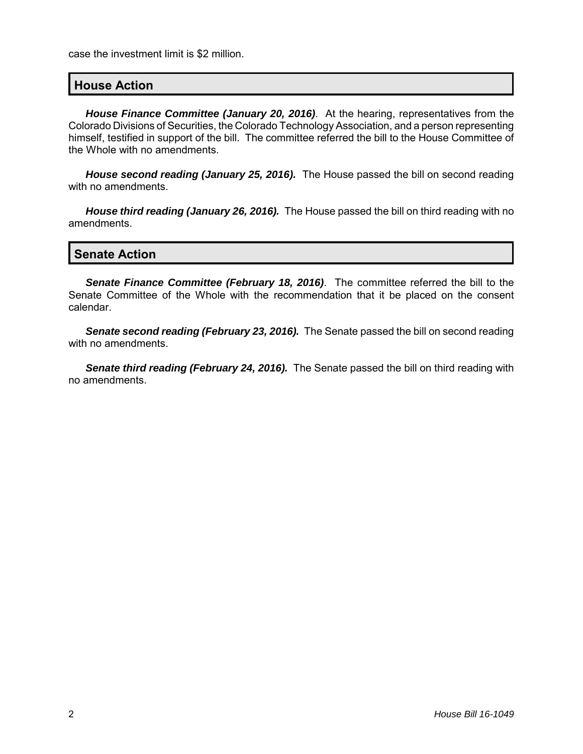case the investment limit is $2 million.

## House Action

***House Finance Committee (January 20, 2016)***. At the hearing, representatives from the Colorado Divisions of Securities, the Colorado Technology Association, and a person representing himself, testified in support of the bill. The committee referred the bill to the House Committee of the Whole with no amendments.

***House second reading (January 25, 2016).*** The House passed the bill on second reading with no amendments.

***House third reading (January 26, 2016).*** The House passed the bill on third reading with no amendments.

## Senate Action

***Senate Finance Committee (February 18, 2016)***. The committee referred the bill to the Senate Committee of the Whole with the recommendation that it be placed on the consent calendar.

***Senate second reading (February 23, 2016).*** The Senate passed the bill on second reading with no amendments.

***Senate third reading (February 24, 2016).*** The Senate passed the bill on third reading with no amendments.